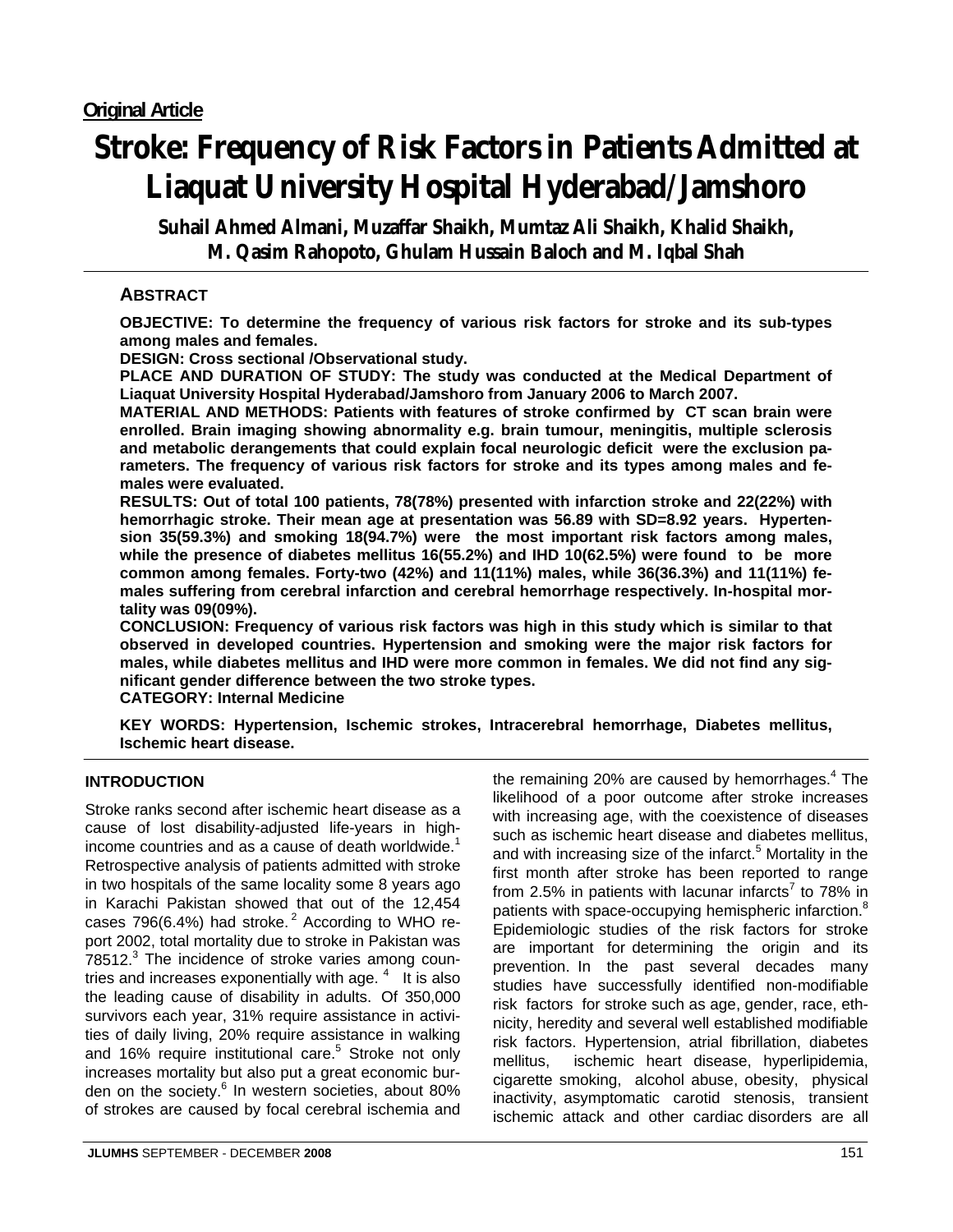**Original Article**

# Stroke: Frequency of Risk Factors in Patients Admitted at Liaquat University Hospital Hyderabad/Jamshoro

**Suhail Ahmed Almani, Muzaffar Shaikh, Mumtaz Ali Shaikh, Khalid Shaikh, M. Qasim Rahopoto, Ghulam Hussain Baloch and M. Iqbal Shah**

## ABSTRACT

**OBJECTIVE: To determine the frequency of various risk factors for stroke and its sub-types among males and females.**

**DESIGN: Cross sectional /Observational study.**

**PLACE AND DURATION OF STUDY: The study was conducted at the Medical Department of Liaquat University Hospital Hyderabad/Jamshoro from January 2006 to March 2007.**

**MATERIAL AND METHODS: Patients with features of stroke confirmed by CT scan brain were enrolled. Brain imaging showing abnormality e.g. brain tumour, meningitis, multiple sclerosis and metabolic derangements that could explain focal neurologic deficit were the exclusion parameters. The frequency of various risk factors for stroke and its types among males and females were evaluated.**

**RESULTS: Out of total 100 patients, 78(78%) presented with infarction stroke and 22(22%) with hemorrhagic stroke. Their mean age at presentation was 56.89 with SD=8.92 years. Hypertension 35(59.3%) and smoking 18(94.7%) were the most important risk factors among males, while the presence of diabetes mellitus 16(55.2%) and IHD 10(62.5%) were found to be more common among females. Forty-two (42%) and 11(11%) males, while 36(36.3%) and 11(11%) females suffering from cerebral infarction and cerebral hemorrhage respectively. In-hospital mortality was 09(09%).**

**CONCLUSION: Frequency of various risk factors was high in this study which is similar to that observed in developed countries. Hypertension and smoking were the major risk factors for males, while diabetes mellitus and IHD were more common in females. We did not find any significant gender difference between the two stroke types.**

**CATEGORY: Internal Medicine**

**KEY WORDS: Hypertension, Ischemic strokes, Intracerebral hemorrhage, Diabetes mellitus, Ischemic heart disease.**

## INTRODUCTION

Stroke ranks second after ischemic heart disease as a cause of lost disability-adjusted life-years in high-income countries and as a cause of death worldwide.[1] Retrospective analysis of patients admitted with stroke in two hospitals of the same locality some 8 years ago in Karachi Pakistan showed that out of the 12,454 cases 796(6.4%) had stroke.[2] According to WHO report 2002, total mortality due to stroke in Pakistan was 78512.[3] The incidence of stroke varies among countries and increases exponentially with age.[4] It is also the leading cause of disability in adults. Of 350,000 survivors each year, 31% require assistance in activities of daily living, 20% require assistance in walking and 16% require institutional care.[5] Stroke not only increases mortality but also put a great economic burden on the society.[6] In western societies, about 80% of strokes are caused by focal cerebral ischemia and the remaining 20% are caused by hemorrhages.[4] The likelihood of a poor outcome after stroke increases with increasing age, with the coexistence of diseases such as ischemic heart disease and diabetes mellitus, and with increasing size of the infarct.[5] Mortality in the first month after stroke has been reported to range from 2.5% in patients with lacunar infarcts[7] to 78% in patients with space-occupying hemispheric infarction.[8] Epidemiologic studies of the risk factors for stroke are important for determining the origin and its prevention. In the past several decades many studies have successfully identified non-modifiable risk factors for stroke such as age, gender, race, ethnicity, heredity and several well established modifiable risk factors. Hypertension, atrial fibrillation, diabetes mellitus, ischemic heart disease, hyperlipidemia, cigarette smoking, alcohol abuse, obesity, physical inactivity, asymptomatic carotid stenosis, transient ischemic attack and other cardiac disorders are all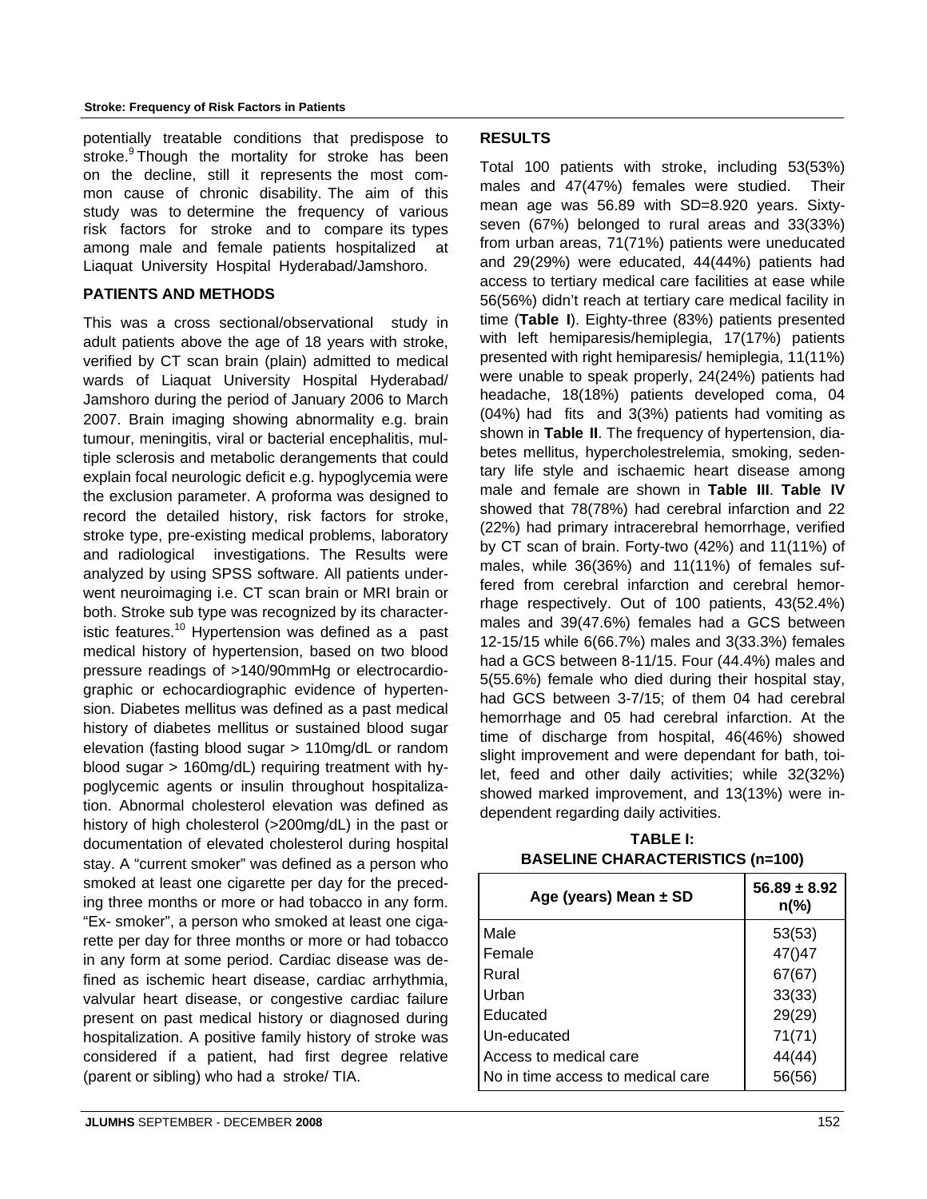potentially treatable conditions that predispose to stroke.[9] Though the mortality for stroke has been on the decline, still it represents the most common cause of chronic disability. The aim of this study was to determine the frequency of various risk factors for stroke and to compare its types among male and female patients hospitalized at Liaquat University Hospital Hyderabad/Jamshoro.

## PATIENTS AND METHODS

This was a cross sectional/observational study in adult patients above the age of 18 years with stroke, verified by CT scan brain (plain) admitted to medical wards of Liaquat University Hospital Hyderabad/ Jamshoro during the period of January 2006 to March 2007. Brain imaging showing abnormality e.g. brain tumour, meningitis, viral or bacterial encephalitis, multiple sclerosis and metabolic derangements that could explain focal neurologic deficit e.g. hypoglycemia were the exclusion parameter. A proforma was designed to record the detailed history, risk factors for stroke, stroke type, pre-existing medical problems, laboratory and radiological investigations. The Results were analyzed by using SPSS software. All patients underwent neuroimaging i.e. CT scan brain or MRI brain or both. Stroke sub type was recognized by its characteristic features.[10] Hypertension was defined as a past medical history of hypertension, based on two blood pressure readings of >140/90mmHg or electrocardiographic or echocardiographic evidence of hypertension. Diabetes mellitus was defined as a past medical history of diabetes mellitus or sustained blood sugar elevation (fasting blood sugar > 110mg/dL or random blood sugar > 160mg/dL) requiring treatment with hypoglycemic agents or insulin throughout hospitalization. Abnormal cholesterol elevation was defined as history of high cholesterol (>200mg/dL) in the past or documentation of elevated cholesterol during hospital stay. A "current smoker" was defined as a person who smoked at least one cigarette per day for the preceding three months or more or had tobacco in any form. "Ex- smoker", a person who smoked at least one cigarette per day for three months or more or had tobacco in any form at some period. Cardiac disease was defined as ischemic heart disease, cardiac arrhythmia, valvular heart disease, or congestive cardiac failure present on past medical history or diagnosed during hospitalization. A positive family history of stroke was considered if a patient, had first degree relative (parent or sibling) who had a stroke/ TIA.

## RESULTS

Total 100 patients with stroke, including 53(53%) males and 47(47%) females were studied. Their mean age was 56.89 with SD=8.920 years. Sixty-seven (67%) belonged to rural areas and 33(33%) from urban areas, 71(71%) patients were uneducated and 29(29%) were educated, 44(44%) patients had access to tertiary medical care facilities at ease while 56(56%) didn't reach at tertiary care medical facility in time (**Table I**). Eighty-three (83%) patients presented with left hemiparesis/hemiplegia, 17(17%) patients presented with right hemiparesis/ hemiplegia, 11(11%) were unable to speak properly, 24(24%) patients had headache, 18(18%) patients developed coma, 04 (04%) had fits and 3(3%) patients had vomiting as shown in **Table II**. The frequency of hypertension, diabetes mellitus, hypercholestrelemia, smoking, sedentary life style and ischaemic heart disease among male and female are shown in **Table III**. **Table IV** showed that 78(78%) had cerebral infarction and 22 (22%) had primary intracerebral hemorrhage, verified by CT scan of brain. Forty-two (42%) and 11(11%) of males, while 36(36%) and 11(11%) of females suffered from cerebral infarction and cerebral hemorrhage respectively. Out of 100 patients, 43(52.4%) males and 39(47.6%) females had a GCS between 12-15/15 while 6(66.7%) males and 3(33.3%) females had a GCS between 8-11/15. Four (44.4%) males and 5(55.6%) female who died during their hospital stay, had GCS between 3-7/15; of them 04 had cerebral hemorrhage and 05 had cerebral infarction. At the time of discharge from hospital, 46(46%) showed slight improvement and were dependant for bath, toilet, feed and other daily activities; while 32(32%) showed marked improvement, and 13(13%) were independent regarding daily activities.

**TABLE I: BASELINE CHARACTERISTICS (n=100)**

| Age (years) Mean ± SD | 56.89 ± 8.92 n(%) |
|---|---|
| Male | 53(53) |
| Female | 47()47 |
| Rural | 67(67) |
| Urban | 33(33) |
| Educated | 29(29) |
| Un-educated | 71(71) |
| Access to medical care | 44(44) |
| No in time access to medical care | 56(56) |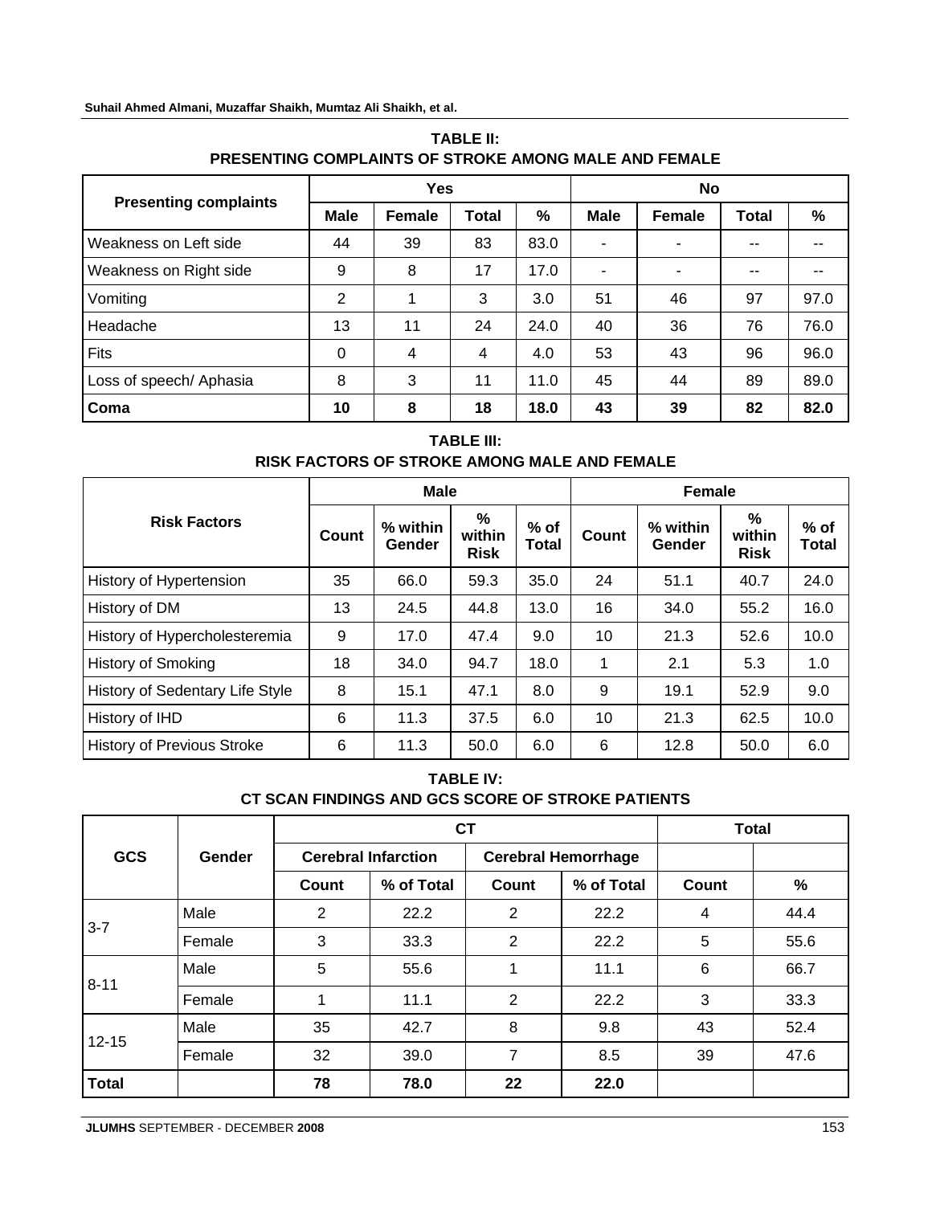**TABLE II:**
**PRESENTING COMPLAINTS OF STROKE AMONG MALE AND FEMALE**

| Presenting complaints | Yes | | | | No | | | |
|---|---|---|---|---|---|---|---|---|
| | Male | Female | Total | % | Male | Female | Total | % |
| Weakness on Left side | 44 | 39 | 83 | 83.0 | - | - | -- | -- |
| Weakness on Right side | 9 | 8 | 17 | 17.0 | - | - | -- | -- |
| Vomiting | 2 | 1 | 3 | 3.0 | 51 | 46 | 97 | 97.0 |
| Headache | 13 | 11 | 24 | 24.0 | 40 | 36 | 76 | 76.0 |
| Fits | 0 | 4 | 4 | 4.0 | 53 | 43 | 96 | 96.0 |
| Loss of speech/ Aphasia | 8 | 3 | 11 | 11.0 | 45 | 44 | 89 | 89.0 |
| **Coma** | **10** | **8** | **18** | **18.0** | **43** | **39** | **82** | **82.0** |

**TABLE III:**
**RISK FACTORS OF STROKE AMONG MALE AND FEMALE**

| Risk Factors | Male | | | | Female | | | |
|---|---|---|---|---|---|---|---|---|
| | Count | % within Gender | % within Risk | % of Total | Count | % within Gender | % within Risk | % of Total |
| History of Hypertension | 35 | 66.0 | 59.3 | 35.0 | 24 | 51.1 | 40.7 | 24.0 |
| History of DM | 13 | 24.5 | 44.8 | 13.0 | 16 | 34.0 | 55.2 | 16.0 |
| History of Hypercholesteremia | 9 | 17.0 | 47.4 | 9.0 | 10 | 21.3 | 52.6 | 10.0 |
| History of Smoking | 18 | 34.0 | 94.7 | 18.0 | 1 | 2.1 | 5.3 | 1.0 |
| History of Sedentary Life Style | 8 | 15.1 | 47.1 | 8.0 | 9 | 19.1 | 52.9 | 9.0 |
| History of IHD | 6 | 11.3 | 37.5 | 6.0 | 10 | 21.3 | 62.5 | 10.0 |
| History of Previous Stroke | 6 | 11.3 | 50.0 | 6.0 | 6 | 12.8 | 50.0 | 6.0 |

**TABLE IV:**
**CT SCAN FINDINGS AND GCS SCORE OF STROKE PATIENTS**

| GCS | Gender | CT | | | | Total | |
|---|---|---|---|---|---|---|---|
| | | Cerebral Infarction | | Cerebral Hemorrhage | | | |
| | | Count | % of Total | Count | % of Total | Count | % |
| 3-7 | Male | 2 | 22.2 | 2 | 22.2 | 4 | 44.4 |
| | Female | 3 | 33.3 | 2 | 22.2 | 5 | 55.6 |
| 8-11 | Male | 5 | 55.6 | 1 | 11.1 | 6 | 66.7 |
| | Female | 1 | 11.1 | 2 | 22.2 | 3 | 33.3 |
| 12-15 | Male | 35 | 42.7 | 8 | 9.8 | 43 | 52.4 |
| | Female | 32 | 39.0 | 7 | 8.5 | 39 | 47.6 |
| **Total** | | **78** | **78.0** | **22** | **22.0** | | |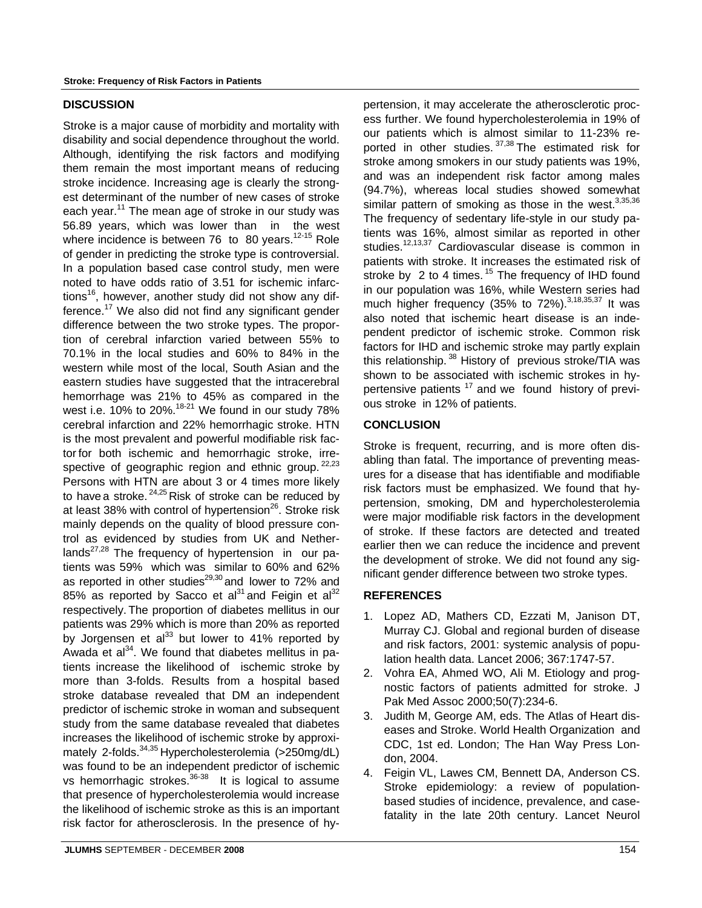## DISCUSSION

Stroke is a major cause of morbidity and mortality with disability and social dependence throughout the world. Although, identifying the risk factors and modifying them remain the most important means of reducing stroke incidence. Increasing age is clearly the strongest determinant of the number of new cases of stroke each year.[11] The mean age of stroke in our study was 56.89 years, which was lower than in the west where incidence is between 76 to 80 years.[12-15] Role of gender in predicting the stroke type is controversial. In a population based case control study, men were noted to have odds ratio of 3.51 for ischemic infarctions[16], however, another study did not show any difference.[17] We also did not find any significant gender difference between the two stroke types. The proportion of cerebral infarction varied between 55% to 70.1% in the local studies and 60% to 84% in the western while most of the local, South Asian and the eastern studies have suggested that the intracerebral hemorrhage was 21% to 45% as compared in the west i.e. 10% to 20%.[18-21] We found in our study 78% cerebral infarction and 22% hemorrhagic stroke. HTN is the most prevalent and powerful modifiable risk factor for both ischemic and hemorrhagic stroke, irrespective of geographic region and ethnic group.[22,23] Persons with HTN are about 3 or 4 times more likely to have a stroke.[24,25] Risk of stroke can be reduced by at least 38% with control of hypertension[26]. Stroke risk mainly depends on the quality of blood pressure control as evidenced by studies from UK and Netherlands[27,28] The frequency of hypertension in our patients was 59% which was similar to 60% and 62% as reported in other studies[29,30] and lower to 72% and 85% as reported by Sacco et al[31] and Feigin et al[32] respectively. The proportion of diabetes mellitus in our patients was 29% which is more than 20% as reported by Jorgensen et al[33] but lower to 41% reported by Awada et al[34]. We found that diabetes mellitus in patients increase the likelihood of ischemic stroke by more than 3-folds. Results from a hospital based stroke database revealed that DM an independent predictor of ischemic stroke in woman and subsequent study from the same database revealed that diabetes increases the likelihood of ischemic stroke by approximately 2-folds.[34,35] Hypercholesterolemia (>250mg/dL) was found to be an independent predictor of ischemic vs hemorrhagic strokes.[36-38] It is logical to assume that presence of hypercholesterolemia would increase the likelihood of ischemic stroke as this is an important risk factor for atherosclerosis. In the presence of hypertension, it may accelerate the atherosclerotic process further. We found hypercholesterolemia in 19% of our patients which is almost similar to 11-23% reported in other studies.[37,38] The estimated risk for stroke among smokers in our study patients was 19%, and was an independent risk factor among males (94.7%), whereas local studies showed somewhat similar pattern of smoking as those in the west.[3,35,36] The frequency of sedentary life-style in our study patients was 16%, almost similar as reported in other studies.[12,13,37] Cardiovascular disease is common in patients with stroke. It increases the estimated risk of stroke by 2 to 4 times.[15] The frequency of IHD found in our population was 16%, while Western series had much higher frequency (35% to 72%).[3,18,35,37] It was also noted that ischemic heart disease is an independent predictor of ischemic stroke. Common risk factors for IHD and ischemic stroke may partly explain this relationship.[38] History of previous stroke/TIA was shown to be associated with ischemic strokes in hypertensive patients[17] and we found history of previous stroke in 12% of patients.

## CONCLUSION

Stroke is frequent, recurring, and is more often disabling than fatal. The importance of preventing measures for a disease that has identifiable and modifiable risk factors must be emphasized. We found that hypertension, smoking, DM and hypercholesterolemia were major modifiable risk factors in the development of stroke. If these factors are detected and treated earlier then we can reduce the incidence and prevent the development of stroke. We did not found any significant gender difference between two stroke types.

## REFERENCES

1. Lopez AD, Mathers CD, Ezzati M, Janison DT, Murray CJ. Global and regional burden of disease and risk factors, 2001: systemic analysis of population health data. Lancet 2006; 367:1747-57.
2. Vohra EA, Ahmed WO, Ali M. Etiology and prognostic factors of patients admitted for stroke. J Pak Med Assoc 2000;50(7):234-6.
3. Judith M, George AM, eds. The Atlas of Heart diseases and Stroke. World Health Organization and CDC, 1st ed. London; The Han Way Press London, 2004.
4. Feigin VL, Lawes CM, Bennett DA, Anderson CS. Stroke epidemiology: a review of population-based studies of incidence, prevalence, and case-fatality in the late 20th century. Lancet Neurol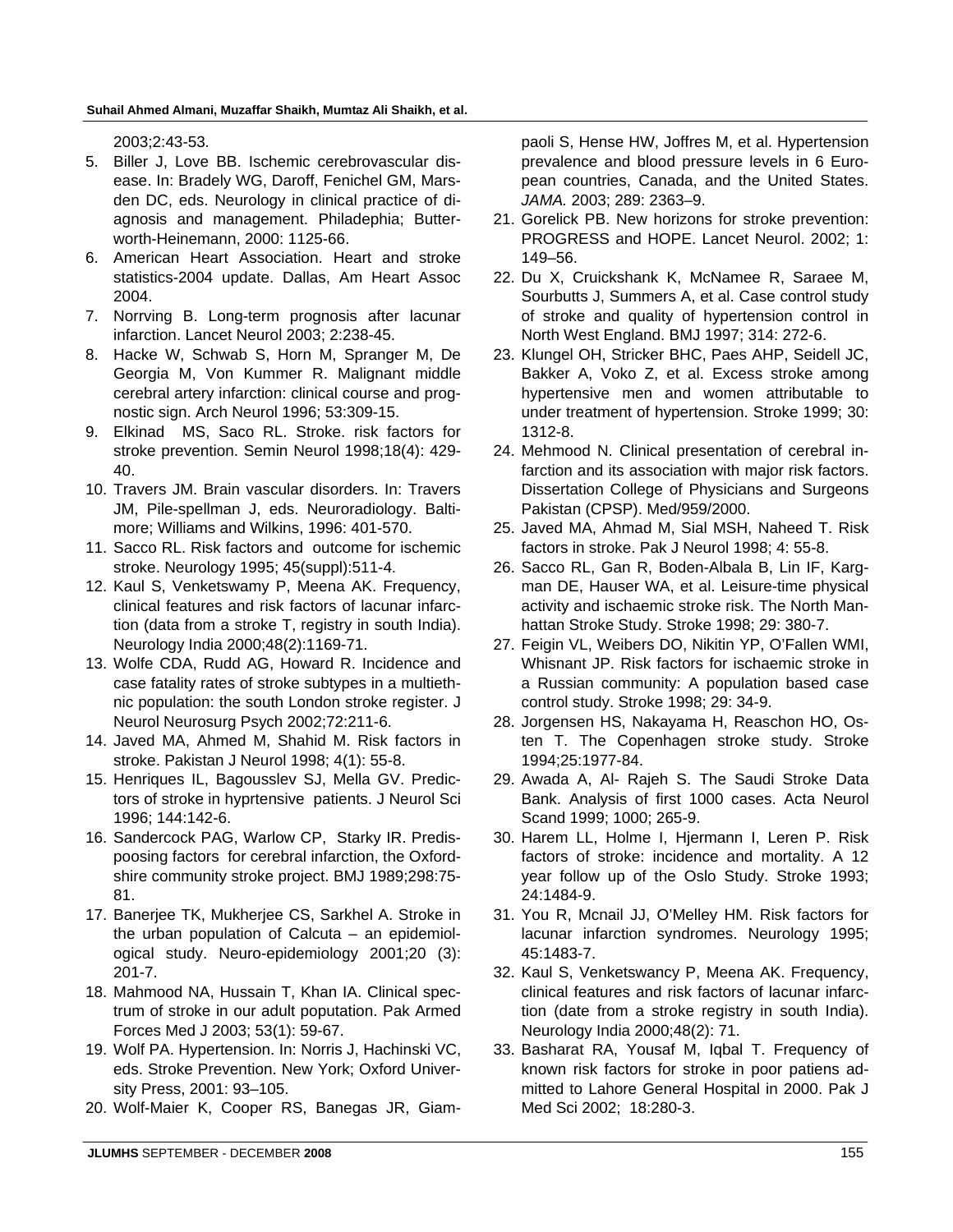2003;2:43-53.

5. Biller J, Love BB. Ischemic cerebrovascular disease. In: Bradely WG, Daroff, Fenichel GM, Marsden DC, eds. Neurology in clinical practice of diagnosis and management. Philadephia; Butterworth-Heinemann, 2000: 1125-66.
6. American Heart Association. Heart and stroke statistics-2004 update. Dallas, Am Heart Assoc 2004.
7. Norrving B. Long-term prognosis after lacunar infarction. Lancet Neurol 2003; 2:238-45.
8. Hacke W, Schwab S, Horn M, Spranger M, De Georgia M, Von Kummer R. Malignant middle cerebral artery infarction: clinical course and prognostic sign. Arch Neurol 1996; 53:309-15.
9. Elkinad MS, Saco RL. Stroke. risk factors for stroke prevention. Semin Neurol 1998;18(4): 429-40.
10. Travers JM. Brain vascular disorders. In: Travers JM, Pile-spellman J, eds. Neuroradiology. Baltimore; Williams and Wilkins, 1996: 401-570.
11. Sacco RL. Risk factors and outcome for ischemic stroke. Neurology 1995; 45(suppl):511-4.
12. Kaul S, Venketswamy P, Meena AK. Frequency, clinical features and risk factors of lacunar infarction (data from a stroke T, registry in south India). Neurology India 2000;48(2):1169-71.
13. Wolfe CDA, Rudd AG, Howard R. Incidence and case fatality rates of stroke subtypes in a multiethnic population: the south London stroke register. J Neurol Neurosurg Psych 2002;72:211-6.
14. Javed MA, Ahmed M, Shahid M. Risk factors in stroke. Pakistan J Neurol 1998; 4(1): 55-8.
15. Henriques IL, Bagousslev SJ, Mella GV. Predictors of stroke in hyprtensive patients. J Neurol Sci 1996; 144:142-6.
16. Sandercock PAG, Warlow CP, Starky IR. Predisposing factors for cerebral infarction, the Oxfordshire community stroke project. BMJ 1989;298:75-81.
17. Banerjee TK, Mukherjee CS, Sarkhel A. Stroke in the urban population of Calcuta – an epidemiological study. Neuro-epidemiology 2001;20 (3): 201-7.
18. Mahmood NA, Hussain T, Khan IA. Clinical spectrum of stroke in our adult poputation. Pak Armed Forces Med J 2003; 53(1): 59-67.
19. Wolf PA. Hypertension. In: Norris J, Hachinski VC, eds. Stroke Prevention. New York; Oxford University Press, 2001: 93–105.
20. Wolf-Maier K, Cooper RS, Banegas JR, Giampaoli S, Hense HW, Joffres M, et al. Hypertension prevalence and blood pressure levels in 6 European countries, Canada, and the United States. *JAMA.* 2003; 289: 2363–9.
21. Gorelick PB. New horizons for stroke prevention: PROGRESS and HOPE. Lancet Neurol. 2002; 1: 149–56.
22. Du X, Cruickshank K, McNamee R, Saraee M, Sourbutts J, Summers A, et al. Case control study of stroke and quality of hypertension control in North West England. BMJ 1997; 314: 272-6.
23. Klungel OH, Stricker BHC, Paes AHP, Seidell JC, Bakker A, Voko Z, et al. Excess stroke among hypertensive men and women attributable to under treatment of hypertension. Stroke 1999; 30: 1312-8.
24. Mehmood N. Clinical presentation of cerebral infarction and its association with major risk factors. Dissertation College of Physicians and Surgeons Pakistan (CPSP). Med/959/2000.
25. Javed MA, Ahmad M, Sial MSH, Naheed T. Risk factors in stroke. Pak J Neurol 1998; 4: 55-8.
26. Sacco RL, Gan R, Boden-Albala B, Lin IF, Kargman DE, Hauser WA, et al. Leisure-time physical activity and ischaemic stroke risk. The North Manhattan Stroke Study. Stroke 1998; 29: 380-7.
27. Feigin VL, Weibers DO, Nikitin YP, O'Fallen WMI, Whisnant JP. Risk factors for ischaemic stroke in a Russian community: A population based case control study. Stroke 1998; 29: 34-9.
28. Jorgensen HS, Nakayama H, Reaschon HO, Osten T. The Copenhagen stroke study. Stroke 1994;25:1977-84.
29. Awada A, Al- Rajeh S. The Saudi Stroke Data Bank. Analysis of first 1000 cases. Acta Neurol Scand 1999; 1000; 265-9.
30. Harem LL, Holme I, Hjermann I, Leren P. Risk factors of stroke: incidence and mortality. A 12 year follow up of the Oslo Study. Stroke 1993; 24:1484-9.
31. You R, Mcnail JJ, O'Melley HM. Risk factors for lacunar infarction syndromes. Neurology 1995; 45:1483-7.
32. Kaul S, Venketswancy P, Meena AK. Frequency, clinical features and risk factors of lacunar infarction (date from a stroke registry in south India). Neurology India 2000;48(2): 71.
33. Basharat RA, Yousaf M, Iqbal T. Frequency of known risk factors for stroke in poor patiens admitted to Lahore General Hospital in 2000. Pak J Med Sci 2002; 18:280-3.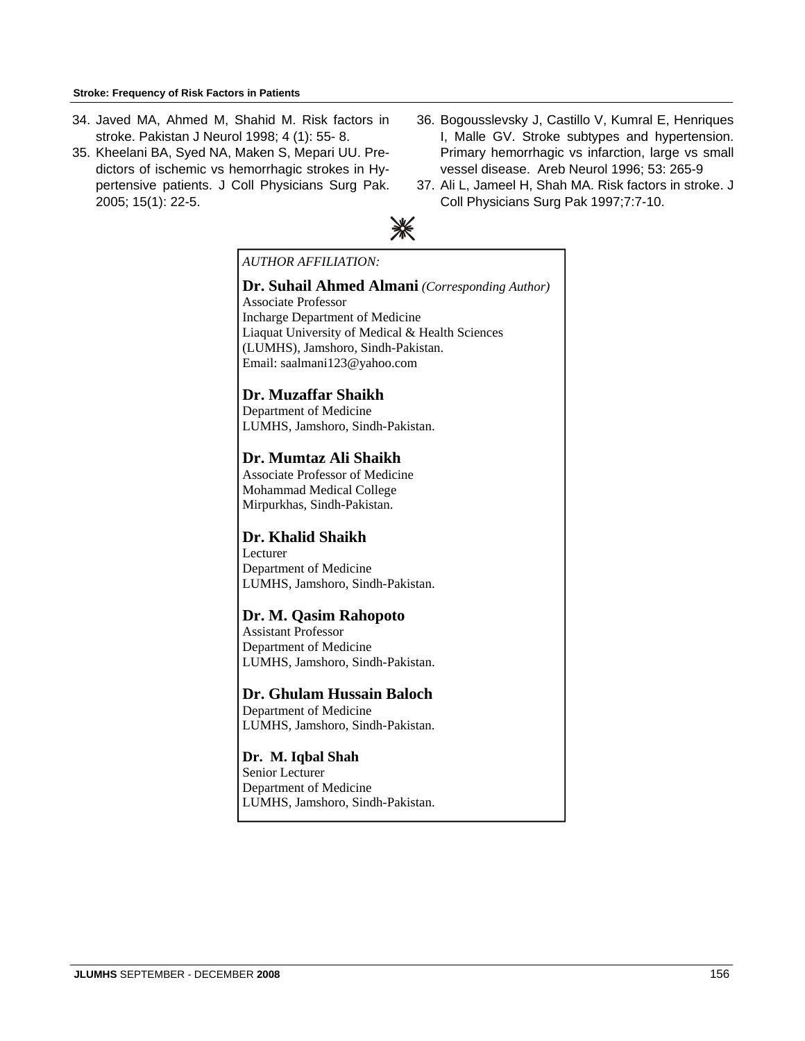34. Javed MA, Ahmed M, Shahid M. Risk factors in stroke. Pakistan J Neurol 1998; 4 (1): 55- 8.
35. Kheelani BA, Syed NA, Maken S, Mepari UU. Predictors of ischemic vs hemorrhagic strokes in Hypertensive patients. J Coll Physicians Surg Pak. 2005; 15(1): 22-5.
36. Bogousslevsky J, Castillo V, Kumral E, Henriques I, Malle GV. Stroke subtypes and hypertension. Primary hemorrhagic vs infarction, large vs small vessel disease. Areb Neurol 1996; 53: 265-9
37. Ali L, Jameel H, Shah MA. Risk factors in stroke. J Coll Physicians Surg Pak 1997;7:7-10.

*AUTHOR AFFILIATION:*

**Dr. Suhail Ahmed Almani** *(Corresponding Author)*
Associate Professor
Incharge Department of Medicine
Liaquat University of Medical & Health Sciences (LUMHS), Jamshoro, Sindh-Pakistan.
Email: saalmani123@yahoo.com

**Dr. Muzaffar Shaikh**
Department of Medicine
LUMHS, Jamshoro, Sindh-Pakistan.

**Dr. Mumtaz Ali Shaikh**
Associate Professor of Medicine
Mohammad Medical College
Mirpurkhas, Sindh-Pakistan.

**Dr. Khalid Shaikh**
Lecturer
Department of Medicine
LUMHS, Jamshoro, Sindh-Pakistan.

**Dr. M. Qasim Rahopoto**
Assistant Professor
Department of Medicine
LUMHS, Jamshoro, Sindh-Pakistan.

**Dr. Ghulam Hussain Baloch**
Department of Medicine
LUMHS, Jamshoro, Sindh-Pakistan.

**Dr. M. Iqbal Shah**
Senior Lecturer
Department of Medicine
LUMHS, Jamshoro, Sindh-Pakistan.